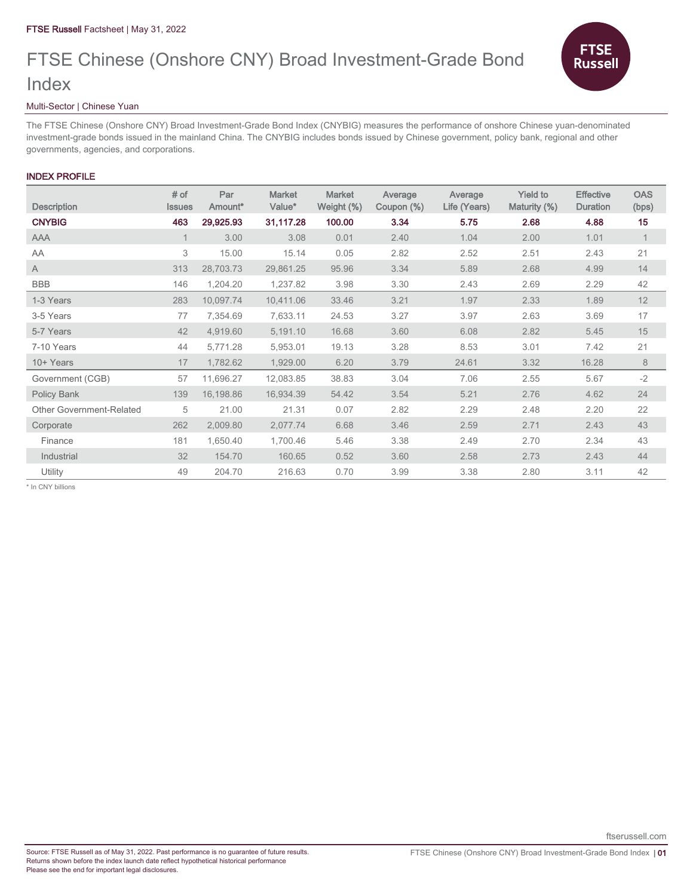FTSE Russell Factsheet | May 31, 2022

# FTSE Chinese (Onshore CNY) Broad Investment-Grade Bond Index

Multi-Sector | Chinese Yuan

The FTSE Chinese (Onshore CNY) Broad Investment-Grade Bond Index (CNYBIG) measures the performance of onshore Chinese yuan-denominated investment-grade bonds issued in the mainland China. The CNYBIG includes bonds issued by Chinese government, policy bank, regional and other governments, agencies, and corporations.

## INDEX PROFILE

| Description | # of Issues | Par Amount* | Market Value* | Market Weight (%) | Average Coupon (%) | Average Life (Years) | Yield to Maturity (%) | Effective Duration | OAS (bps) |
|---|---|---|---|---|---|---|---|---|---|
| **CNYBIG** | **463** | **29,925.93** | **31,117.28** | **100.00** | **3.34** | **5.75** | **2.68** | **4.88** | **15** |
| AAA | 1 | 3.00 | 3.08 | 0.01 | 2.40 | 1.04 | 2.00 | 1.01 | 1 |
| AA | 3 | 15.00 | 15.14 | 0.05 | 2.82 | 2.52 | 2.51 | 2.43 | 21 |
| A | 313 | 28,703.73 | 29,861.25 | 95.96 | 3.34 | 5.89 | 2.68 | 4.99 | 14 |
| BBB | 146 | 1,204.20 | 1,237.82 | 3.98 | 3.30 | 2.43 | 2.69 | 2.29 | 42 |
| 1-3 Years | 283 | 10,097.74 | 10,411.06 | 33.46 | 3.21 | 1.97 | 2.33 | 1.89 | 12 |
| 3-5 Years | 77 | 7,354.69 | 7,633.11 | 24.53 | 3.27 | 3.97 | 2.63 | 3.69 | 17 |
| 5-7 Years | 42 | 4,919.60 | 5,191.10 | 16.68 | 3.60 | 6.08 | 2.82 | 5.45 | 15 |
| 7-10 Years | 44 | 5,771.28 | 5,953.01 | 19.13 | 3.28 | 8.53 | 3.01 | 7.42 | 21 |
| 10+ Years | 17 | 1,782.62 | 1,929.00 | 6.20 | 3.79 | 24.61 | 3.32 | 16.28 | 8 |
| Government (CGB) | 57 | 11,696.27 | 12,083.85 | 38.83 | 3.04 | 7.06 | 2.55 | 5.67 | -2 |
| Policy Bank | 139 | 16,198.86 | 16,934.39 | 54.42 | 3.54 | 5.21 | 2.76 | 4.62 | 24 |
| Other Government-Related | 5 | 21.00 | 21.31 | 0.07 | 2.82 | 2.29 | 2.48 | 2.20 | 22 |
| Corporate | 262 | 2,009.80 | 2,077.74 | 6.68 | 3.46 | 2.59 | 2.71 | 2.43 | 43 |
| Finance | 181 | 1,650.40 | 1,700.46 | 5.46 | 3.38 | 2.49 | 2.70 | 2.34 | 43 |
| Industrial | 32 | 154.70 | 160.65 | 0.52 | 3.60 | 2.58 | 2.73 | 2.43 | 44 |
| Utility | 49 | 204.70 | 216.63 | 0.70 | 3.99 | 3.38 | 2.80 | 3.11 | 42 |

* In CNY billions

Source: FTSE Russell as of May 31, 2022. Past performance is no guarantee of future results.
Returns shown before the index launch date reflect hypothetical historical performance
Please see the end for important legal disclosures.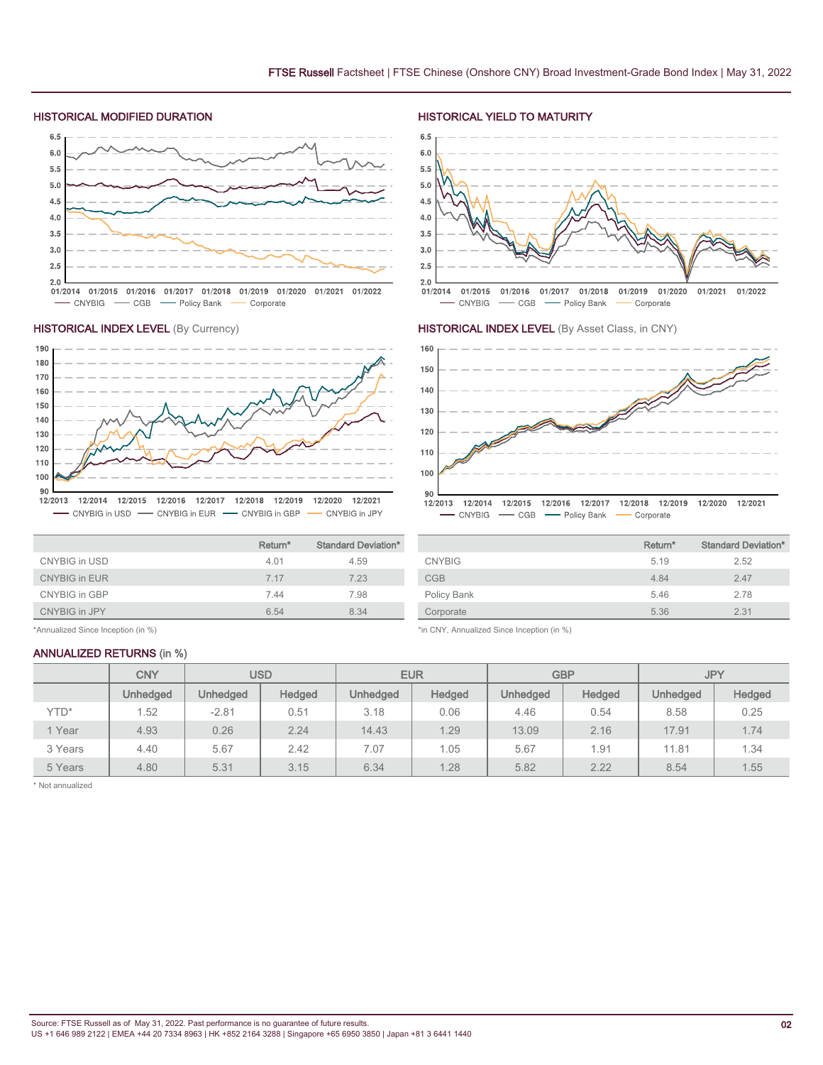## HISTORICAL MODIFIED DURATION

## HISTORICAL YIELD TO MATURITY

## HISTORICAL INDEX LEVEL (By Currency)

## HISTORICAL INDEX LEVEL (By Asset Class, in CNY)

| | Return* | Standard Deviation* |
|---|---|---|
| CNYBIG in USD | 4.01 | 4.59 |
| CNYBIG in EUR | 7.17 | 7.23 |
| CNYBIG in GBP | 7.44 | 7.98 |
| CNYBIG in JPY | 6.54 | 8.34 |

*Annualized Since Inception (in %)

| | Return* | Standard Deviation* |
|---|---|---|
| CNYBIG | 5.19 | 2.52 |
| CGB | 4.84 | 2.47 |
| Policy Bank | 5.46 | 2.78 |
| Corporate | 5.36 | 2.31 |

*in CNY, Annualized Since Inception (in %)

## ANNUALIZED RETURNS (in %)

| | CNY | USD | | EUR | | GBP | | JPY | |
|---|---|---|---|---|---|---|---|---|---|
| | Unhedged | Unhedged | Hedged | Unhedged | Hedged | Unhedged | Hedged | Unhedged | Hedged |
| YTD* | 1.52 | -2.81 | 0.51 | 3.18 | 0.06 | 4.46 | 0.54 | 8.58 | 0.25 |
| 1 Year | 4.93 | 0.26 | 2.24 | 14.43 | 1.29 | 13.09 | 2.16 | 17.91 | 1.74 |
| 3 Years | 4.40 | 5.67 | 2.42 | 7.07 | 1.05 | 5.67 | 1.91 | 11.81 | 1.34 |
| 5 Years | 4.80 | 5.31 | 3.15 | 6.34 | 1.28 | 5.82 | 2.22 | 8.54 | 1.55 |

* Not annualized

Source: FTSE Russell as of May 31, 2022. Past performance is no guarantee of future results.
US +1 646 989 2122 | EMEA +44 20 7334 8963 | HK +852 2164 3288 | Singapore +65 6950 3850 | Japan +81 3 6441 1440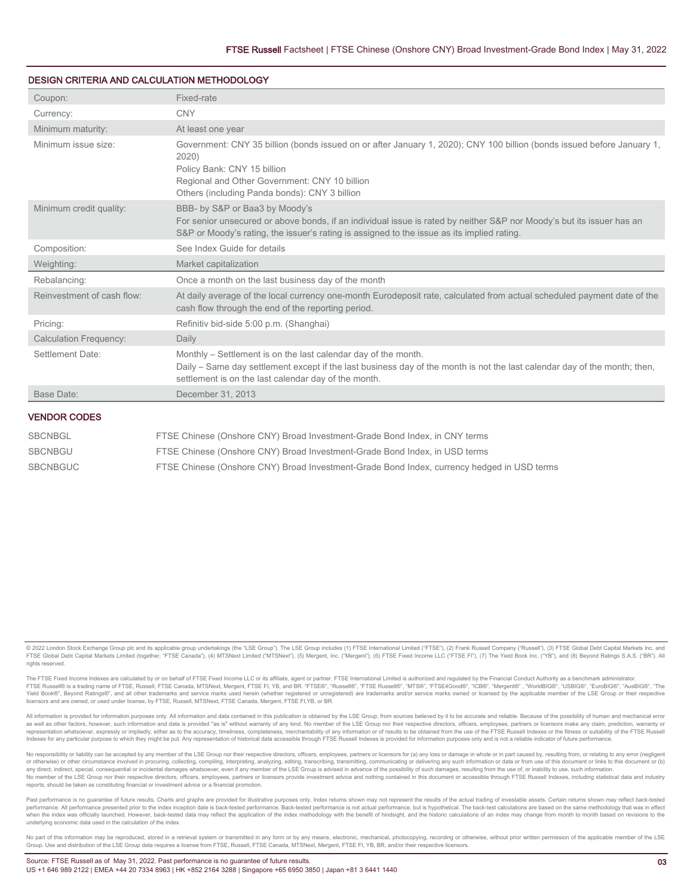## DESIGN CRITERIA AND CALCULATION METHODOLOGY

| | |
|---|---|
| Coupon: | Fixed-rate |
| Currency: | CNY |
| Minimum maturity: | At least one year |
| Minimum issue size: | Government: CNY 35 billion (bonds issued on or after January 1, 2020); CNY 100 billion (bonds issued before January 1, 2020)<br>Policy Bank: CNY 15 billion<br>Regional and Other Government: CNY 10 billion<br>Others (including Panda bonds): CNY 3 billion |
| Minimum credit quality: | BBB- by S&P or Baa3 by Moody's<br>For senior unsecured or above bonds, if an individual issue is rated by neither S&P nor Moody's but its issuer has an S&P or Moody's rating, the issuer's rating is assigned to the issue as its implied rating. |
| Composition: | See Index Guide for details |
| Weighting: | Market capitalization |
| Rebalancing: | Once a month on the last business day of the month |
| Reinvestment of cash flow: | At daily average of the local currency one-month Eurodeposit rate, calculated from actual scheduled payment date of the cash flow through the end of the reporting period. |
| Pricing: | Refinitiv bid-side 5:00 p.m. (Shanghai) |
| Calculation Frequency: | Daily |
| Settlement Date: | Monthly – Settlement is on the last calendar day of the month.<br>Daily – Same day settlement except if the last business day of the month is not the last calendar day of the month; then, settlement is on the last calendar day of the month. |
| Base Date: | December 31, 2013 |

## VENDOR CODES

| | |
|---|---|
| SBCNBGL | FTSE Chinese (Onshore CNY) Broad Investment-Grade Bond Index, in CNY terms |
| SBCNBGU | FTSE Chinese (Onshore CNY) Broad Investment-Grade Bond Index, in USD terms |
| SBCNBGUC | FTSE Chinese (Onshore CNY) Broad Investment-Grade Bond Index, currency hedged in USD terms |

© 2022 London Stock Exchange Group plc and its applicable group undertakings (the "LSE Group"). The LSE Group includes (1) FTSE International Limited ("FTSE"), (2) Frank Russell Company ("Russell"), (3) FTSE Global Debt Capital Markets Inc. and FTSE Global Debt Capital Markets Limited (together, "FTSE Canada"), (4) MTSNext Limited ("MTSNext"), (5) Mergent, Inc. ("Mergent"), (6) FTSE Fixed Income LLC ("FTSE FI"), (7) The Yield Book Inc. ("YB"), and (8) Beyond Ratings S.A.S. ("BR"). All rights reserved.

The FTSE Fixed Income Indexes are calculated by or on behalf of FTSE Fixed Income LLC or its affiliate, agent or partner. FTSE International Limited is authorized and regulated by the Financial Conduct Authority as a benchmark administrator. FTSE Russell® is a trading name of FTSE, Russell, FTSE Canada, MTSNext, Mergent, FTSE FI, YB, and BR. "FTSE®", "Russell®", "FTSE Russell®", "MTS®", "FTSE4Good®", "ICB®", "Mergent®" , "WorldBIG®", "USBIG®", "EuroBIG®", "AusBIG®", "The Yield Book®", Beyond Ratings®", and all other trademarks and service marks used herein (whether registered or unregistered) are trademarks and/or service marks owned or licensed by the applicable member of the LSE Group or their respective licensors and are owned, or used under license, by FTSE, Russell, MTSNext, FTSE Canada, Mergent, FTSE FI,YB, or BR.

All information is provided for information purposes only. All information and data contained in this publication is obtained by the LSE Group, from sources believed by it to be accurate and reliable. Because of the possibility of human and mechanical error as well as other factors, however, such information and data is provided "as is" without warranty of any kind. No member of the LSE Group nor their respective directors, officers, employees, partners or licensors make any claim, prediction, warranty or representation whatsoever, expressly or impliedly, either as to the accuracy, timeliness, completeness, merchantability of any information or of results to be obtained from the use of the FTSE Russell Indexes or the fitness or suitability of the FTSE Russell Indexes for any particular purpose to which they might be put. Any representation of historical data accessible through FTSE Russell Indexes is provided for information purposes only and is not a reliable indicator of future performance.

No responsibility or liability can be accepted by any member of the LSE Group nor their respective directors, officers, employees, partners or licensors for (a) any loss or damage in whole or in part caused by, resulting from, or relating to any error (negligent or otherwise) or other circumstance involved in procuring, collecting, compiling, interpreting, analyzing, editing, transcribing, transmitting, communicating or delivering any such information or data or from use of this document or links to this document or (b) any direct, indirect, special, consequential or incidental damages whatsoever, even if any member of the LSE Group is advised in advance of the possibility of such damages, resulting from the use of, or inability to use, such information.
No member of the LSE Group nor their respective directors, officers, employees, partners or licensors provide investment advice and nothing contained in this document or accessible through FTSE Russell Indexes, including statistical data and industry reports, should be taken as constituting financial or investment advice or a financial promotion.

Past performance is no guarantee of future results. Charts and graphs are provided for illustrative purposes only. Index returns shown may not represent the results of the actual trading of investable assets. Certain returns shown may reflect back-tested performance. All performance presented prior to the index inception date is back-tested performance. Back-tested performance is not actual performance, but is hypothetical. The back-test calculations are based on the same methodology that was in effect when the index was officially launched. However, back-tested data may reflect the application of the index methodology with the benefit of hindsight, and the historic calculations of an index may change from month to month based on revisions to the underlying economic data used in the calculation of the index.

No part of this information may be reproduced, stored in a retrieval system or transmitted in any form or by any means, electronic, mechanical, photocopying, recording or otherwise, without prior written permission of the applicable member of the LSE Group. Use and distribution of the LSE Group data requires a license from FTSE, Russell, FTSE Canada, MTSNext, Mergent, FTSE FI, YB, BR, and/or their respective licensors.

Source: FTSE Russell as of May 31, 2022. Past performance is no guarantee of future results.
US +1 646 989 2122 | EMEA +44 20 7334 8963 | HK +852 2164 3288 | Singapore +65 6950 3850 | Japan +81 3 6441 1440